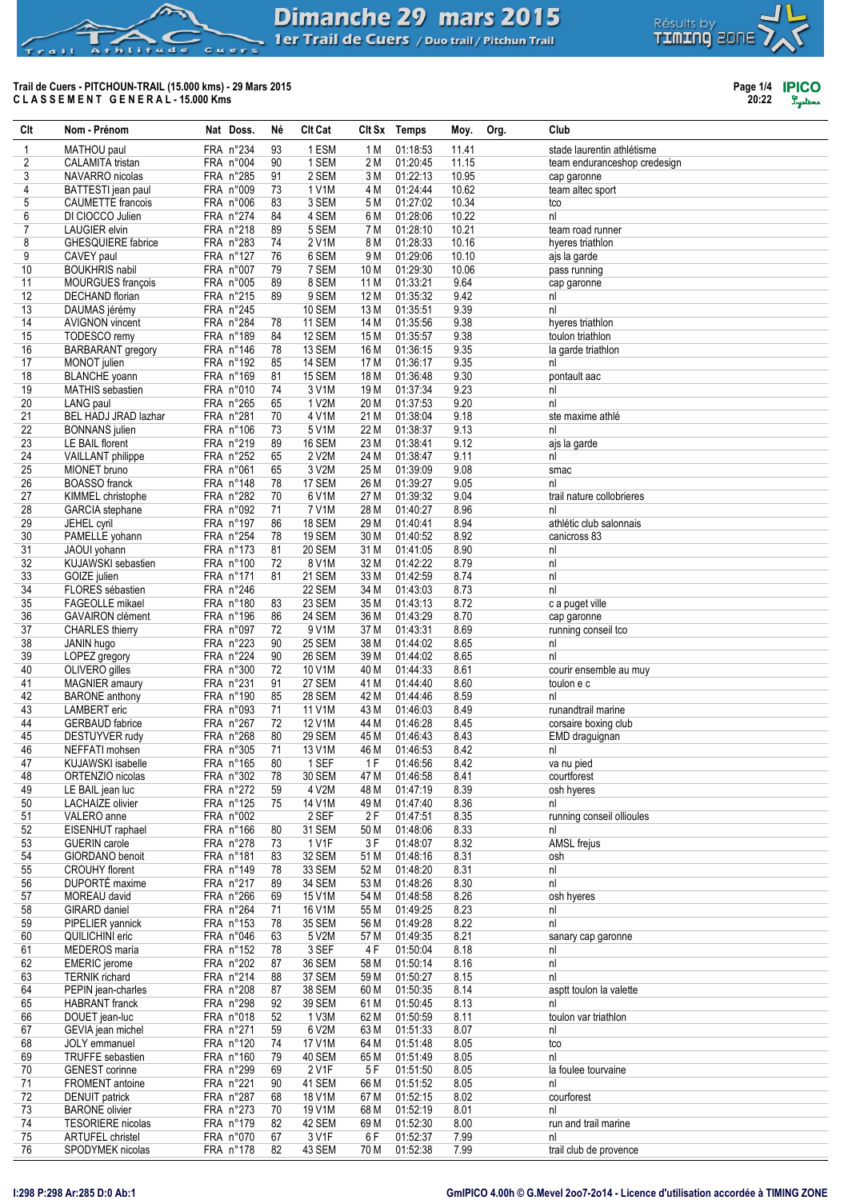# Dimanche 29 mars 2015

## 1er Trail de Cuers / Duo trail / Pitchun Trail

**Trail de Cuers - PITCHOUN-TRAIL (15.000 kms) - 29 Mars 2015**

**C L A S S E M E N T   G E N E R A L - 15.000 Kms**

| Clt | Nom - Prénom | Nat | Doss. | Né | Clt Cat | Clt Sx | Temps | Moy. | Org. | Club |
|---|---|---|---|---|---|---|---|---|---|---|
| 1 | MATHOU paul | FRA | n°234 | 93 | 1 ESM | 1 M | 01:18:53 | 11.41 | | stade laurentin athlétisme |
| 2 | CALAMITA tristan | FRA | n°004 | 90 | 1 SEM | 2 M | 01:20:45 | 11.15 | | team enduranceshop credesign |
| 3 | NAVARRO nicolas | FRA | n°285 | 91 | 2 SEM | 3 M | 01:22:13 | 10.95 | | cap garonne |
| 4 | BATTESTI jean paul | FRA | n°009 | 73 | 1 V1M | 4 M | 01:24:44 | 10.62 | | team altec sport |
| 5 | CAUMETTE francois | FRA | n°006 | 83 | 3 SEM | 5 M | 01:27:02 | 10.34 | | tco |
| 6 | DI CIOCCO Julien | FRA | n°274 | 84 | 4 SEM | 6 M | 01:28:06 | 10.22 | | nl |
| 7 | LAUGIER elvin | FRA | n°218 | 89 | 5 SEM | 7 M | 01:28:10 | 10.21 | | team road runner |
| 8 | GHESQUIERE fabrice | FRA | n°283 | 74 | 2 V1M | 8 M | 01:28:33 | 10.16 | | hyeres triathlon |
| 9 | CAVEY paul | FRA | n°127 | 76 | 6 SEM | 9 M | 01:29:06 | 10.10 | | ajs la garde |
| 10 | BOUKHRIS nabil | FRA | n°007 | 79 | 7 SEM | 10 M | 01:29:30 | 10.06 | | pass running |
| 11 | MOURGUES françois | FRA | n°005 | 89 | 8 SEM | 11 M | 01:33:21 | 9.64 | | cap garonne |
| 12 | DECHAND florian | FRA | n°215 | 89 | 9 SEM | 12 M | 01:35:32 | 9.42 | | nl |
| 13 | DAUMAS jérémy | FRA | n°245 | | 10 SEM | 13 M | 01:35:51 | 9.39 | | nl |
| 14 | AVIGNON vincent | FRA | n°284 | 78 | 11 SEM | 14 M | 01:35:56 | 9.38 | | hyeres triathlon |
| 15 | TODESCO remy | FRA | n°189 | 84 | 12 SEM | 15 M | 01:35:57 | 9.38 | | toulon triathlon |
| 16 | BARBARANT gregory | FRA | n°146 | 78 | 13 SEM | 16 M | 01:36:15 | 9.35 | | la garde triathlon |
| 17 | MONOT julien | FRA | n°192 | 85 | 14 SEM | 17 M | 01:36:17 | 9.35 | | nl |
| 18 | BLANCHE yoann | FRA | n°169 | 81 | 15 SEM | 18 M | 01:36:48 | 9.30 | | pontault aac |
| 19 | MATHIS sebastien | FRA | n°010 | 74 | 3 V1M | 19 M | 01:37:34 | 9.23 | | nl |
| 20 | LANG paul | FRA | n°265 | 65 | 1 V2M | 20 M | 01:37:53 | 9.20 | | nl |
| 21 | BEL HADJ JRAD lazhar | FRA | n°281 | 70 | 4 V1M | 21 M | 01:38:04 | 9.18 | | ste maxime athlé |
| 22 | BONNANS julien | FRA | n°106 | 73 | 5 V1M | 22 M | 01:38:37 | 9.13 | | nl |
| 23 | LE BAIL florent | FRA | n°219 | 89 | 16 SEM | 23 M | 01:38:41 | 9.12 | | ajs la garde |
| 24 | VAILLANT philippe | FRA | n°252 | 65 | 2 V2M | 24 M | 01:38:47 | 9.11 | | nl |
| 25 | MIONET bruno | FRA | n°061 | 65 | 3 V2M | 25 M | 01:39:09 | 9.08 | | smac |
| 26 | BOASSO franck | FRA | n°148 | 78 | 17 SEM | 26 M | 01:39:27 | 9.05 | | nl |
| 27 | KIMMEL christophe | FRA | n°282 | 70 | 6 V1M | 27 M | 01:39:32 | 9.04 | | trail nature collobrieres |
| 28 | GARCIA stephane | FRA | n°092 | 71 | 7 V1M | 28 M | 01:40:27 | 8.96 | | nl |
| 29 | JEHEL cyril | FRA | n°197 | 86 | 18 SEM | 29 M | 01:40:41 | 8.94 | | athlétic club salonnais |
| 30 | PAMELLE yohann | FRA | n°254 | 78 | 19 SEM | 30 M | 01:40:52 | 8.92 | | canicross 83 |
| 31 | JAOUI yohann | FRA | n°173 | 81 | 20 SEM | 31 M | 01:41:05 | 8.90 | | nl |
| 32 | KUJAWSKI sebastien | FRA | n°100 | 72 | 8 V1M | 32 M | 01:42:22 | 8.79 | | nl |
| 33 | GOIZE julien | FRA | n°171 | 81 | 21 SEM | 33 M | 01:42:59 | 8.74 | | nl |
| 34 | FLORES sébastien | FRA | n°246 | | 22 SEM | 34 M | 01:43:03 | 8.73 | | nl |
| 35 | FAGEOLLE mikael | FRA | n°180 | 83 | 23 SEM | 35 M | 01:43:13 | 8.72 | | c a puget ville |
| 36 | GAVAIRON clément | FRA | n°196 | 86 | 24 SEM | 36 M | 01:43:29 | 8.70 | | cap garonne |
| 37 | CHARLES thierry | FRA | n°097 | 72 | 9 V1M | 37 M | 01:43:31 | 8.69 | | running conseil tco |
| 38 | JANIN hugo | FRA | n°223 | 90 | 25 SEM | 38 M | 01:44:02 | 8.65 | | nl |
| 39 | LOPEZ gregory | FRA | n°224 | 90 | 26 SEM | 39 M | 01:44:02 | 8.65 | | nl |
| 40 | OLIVERO gilles | FRA | n°300 | 72 | 10 V1M | 40 M | 01:44:33 | 8.61 | | courir ensemble au muy |
| 41 | MAGNIER amaury | FRA | n°231 | 91 | 27 SEM | 41 M | 01:44:40 | 8.60 | | toulon e c |
| 42 | BARONE anthony | FRA | n°190 | 85 | 28 SEM | 42 M | 01:44:46 | 8.59 | | nl |
| 43 | LAMBERT eric | FRA | n°093 | 71 | 11 V1M | 43 M | 01:46:03 | 8.49 | | runandtrail marine |
| 44 | GERBAUD fabrice | FRA | n°267 | 72 | 12 V1M | 44 M | 01:46:28 | 8.45 | | corsaire boxing club |
| 45 | DESTUYVER rudy | FRA | n°268 | 80 | 29 SEM | 45 M | 01:46:43 | 8.43 | | EMD draguignan |
| 46 | NEFFATI mohsen | FRA | n°305 | 71 | 13 V1M | 46 M | 01:46:53 | 8.42 | | nl |
| 47 | KUJAWSKI isabelle | FRA | n°165 | 80 | 1 SEF | 1 F | 01:46:56 | 8.42 | | va nu pied |
| 48 | ORTENZIO nicolas | FRA | n°302 | 78 | 30 SEM | 47 M | 01:46:58 | 8.41 | | courtforest |
| 49 | LE BAIL jean luc | FRA | n°272 | 59 | 4 V2M | 48 M | 01:47:19 | 8.39 | | osh hyeres |
| 50 | LACHAIZE olivier | FRA | n°125 | 75 | 14 V1M | 49 M | 01:47:40 | 8.36 | | nl |
| 51 | VALERO anne | FRA | n°002 | | 2 SEF | 2 F | 01:47:51 | 8.35 | | running conseil ollioules |
| 52 | EISENHUT raphael | FRA | n°166 | 80 | 31 SEM | 50 M | 01:48:06 | 8.33 | | nl |
| 53 | GUERIN carole | FRA | n°278 | 73 | 1 V1F | 3 F | 01:48:07 | 8.32 | | AMSL frejus |
| 54 | GIORDANO benoit | FRA | n°181 | 83 | 32 SEM | 51 M | 01:48:16 | 8.31 | | osh |
| 55 | CROUHY florent | FRA | n°149 | 78 | 33 SEM | 52 M | 01:48:20 | 8.31 | | nl |
| 56 | DUPORTÉ maxime | FRA | n°217 | 89 | 34 SEM | 53 M | 01:48:26 | 8.30 | | nl |
| 57 | MOREAU david | FRA | n°266 | 69 | 15 V1M | 54 M | 01:48:58 | 8.26 | | osh hyeres |
| 58 | GIRARD daniel | FRA | n°264 | 71 | 16 V1M | 55 M | 01:49:25 | 8.23 | | nl |
| 59 | PIPELIER yannick | FRA | n°153 | 78 | 35 SEM | 56 M | 01:49:28 | 8.22 | | nl |
| 60 | QUILICHINI eric | FRA | n°046 | 63 | 5 V2M | 57 M | 01:49:35 | 8.21 | | sanary cap garonne |
| 61 | MEDEROS maria | FRA | n°152 | 78 | 3 SEF | 4 F | 01:50:04 | 8.18 | | nl |
| 62 | EMERIC jerome | FRA | n°202 | 87 | 36 SEM | 58 M | 01:50:14 | 8.16 | | nl |
| 63 | TERNIK richard | FRA | n°214 | 88 | 37 SEM | 59 M | 01:50:27 | 8.15 | | nl |
| 64 | PEPIN jean-charles | FRA | n°208 | 87 | 38 SEM | 60 M | 01:50:35 | 8.14 | | asptt toulon la valette |
| 65 | HABRANT franck | FRA | n°298 | 92 | 39 SEM | 61 M | 01:50:45 | 8.13 | | nl |
| 66 | DOUET jean-luc | FRA | n°018 | 52 | 1 V3M | 62 M | 01:50:59 | 8.11 | | toulon var triathlon |
| 67 | GEVIA jean michel | FRA | n°271 | 59 | 6 V2M | 63 M | 01:51:33 | 8.07 | | nl |
| 68 | JOLY emmanuel | FRA | n°120 | 74 | 17 V1M | 64 M | 01:51:48 | 8.05 | | tco |
| 69 | TRUFFE sebastien | FRA | n°160 | 79 | 40 SEM | 65 M | 01:51:49 | 8.05 | | nl |
| 70 | GENEST corinne | FRA | n°299 | 69 | 2 V1F | 5 F | 01:51:50 | 8.05 | | la foulee tourvaine |
| 71 | FROMENT antoine | FRA | n°221 | 90 | 41 SEM | 66 M | 01:51:52 | 8.05 | | nl |
| 72 | DENUIT patrick | FRA | n°287 | 68 | 18 V1M | 67 M | 01:52:15 | 8.02 | | courforest |
| 73 | BARONE olivier | FRA | n°273 | 70 | 19 V1M | 68 M | 01:52:19 | 8.01 | | nl |
| 74 | TESORIERE nicolas | FRA | n°179 | 82 | 42 SEM | 69 M | 01:52:30 | 8.00 | | run and trail marine |
| 75 | ARTUFEL christel | FRA | n°070 | 67 | 3 V1F | 6 F | 01:52:37 | 7.99 | | nl |
| 76 | SPODYMEK nicolas | FRA | n°178 | 82 | 43 SEM | 70 M | 01:52:38 | 7.99 | | trail club de provence |

I:298 P:298 Ar:285 D:0 Ab:1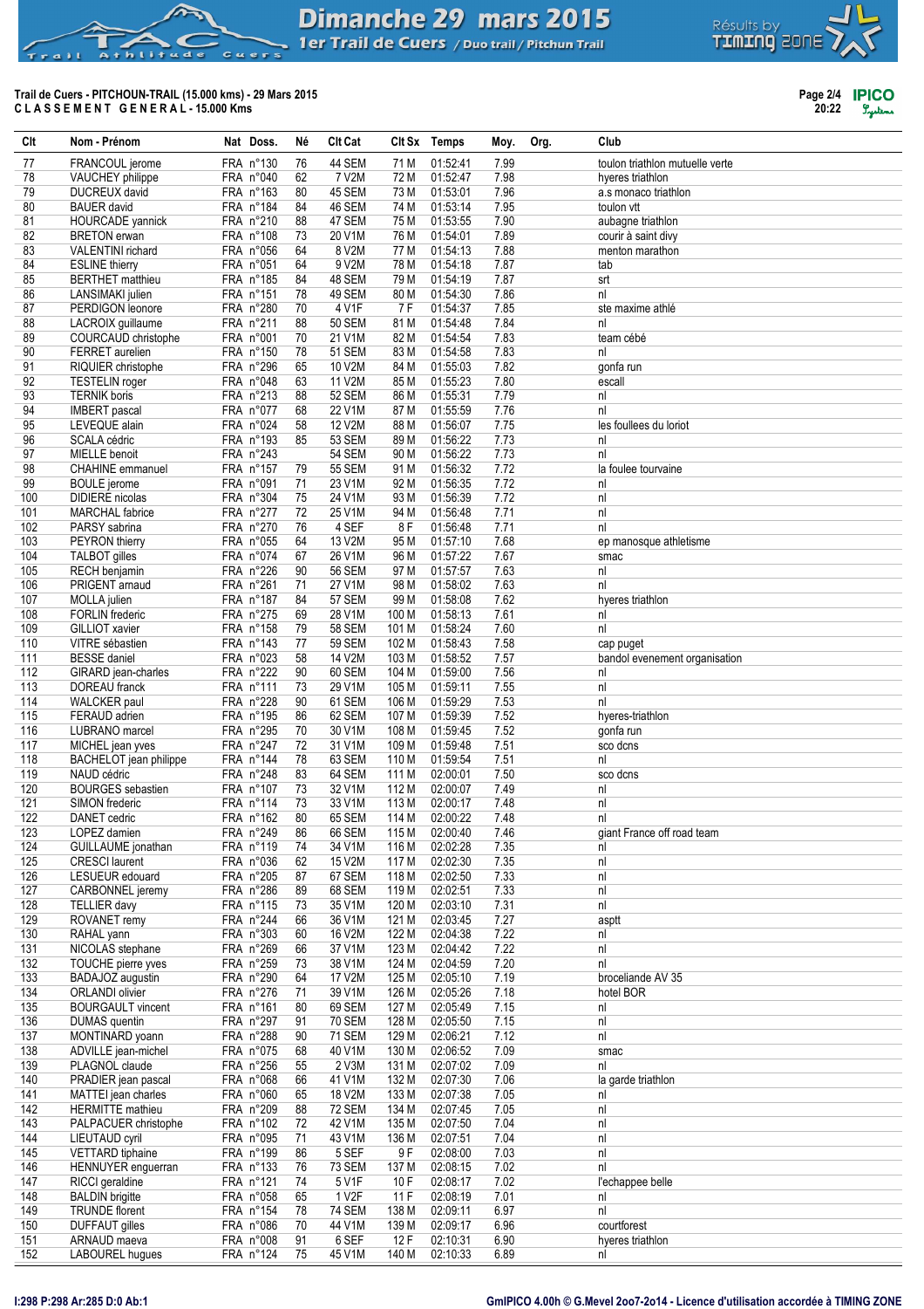# Dimanche 29 mars 2015
## 1er Trail de Cuers / Duo trail / Pitchun Trail

**Trail de Cuers - PITCHOUN-TRAIL (15.000 kms) - 29 Mars 2015**
**C L A S S E M E N T   G E N E R A L - 15.000 Kms**

| Clt | Nom - Prénom | Nat | Doss. | Né | Clt Cat | Clt Sx | Temps | Moy. | Org. | Club |
|---|---|---|---|---|---|---|---|---|---|---|
| 77 | FRANCOUL jerome | FRA | n°130 | 76 | 44 SEM | 71 M | 01:52:41 | 7.99 | | toulon triathlon mutuelle verte |
| 78 | VAUCHEY philippe | FRA | n°040 | 62 | 7 V2M | 72 M | 01:52:47 | 7.98 | | hyeres triathlon |
| 79 | DUCREUX david | FRA | n°163 | 80 | 45 SEM | 73 M | 01:53:01 | 7.96 | | a.s monaco triathlon |
| 80 | BAUER david | FRA | n°184 | 84 | 46 SEM | 74 M | 01:53:14 | 7.95 | | toulon vtt |
| 81 | HOURCADE yannick | FRA | n°210 | 88 | 47 SEM | 75 M | 01:53:55 | 7.90 | | aubagne triathlon |
| 82 | BRETON erwan | FRA | n°108 | 73 | 20 V1M | 76 M | 01:54:01 | 7.89 | | courir à saint divy |
| 83 | VALENTINI richard | FRA | n°056 | 64 | 8 V2M | 77 M | 01:54:13 | 7.88 | | menton marathon |
| 84 | ESLINE thierry | FRA | n°051 | 64 | 9 V2M | 78 M | 01:54:18 | 7.87 | | tab |
| 85 | BERTHET matthieu | FRA | n°185 | 84 | 48 SEM | 79 M | 01:54:19 | 7.87 | | srt |
| 86 | LANSIMAKI julien | FRA | n°151 | 78 | 49 SEM | 80 M | 01:54:30 | 7.86 | | nl |
| 87 | PERDIGON leonore | FRA | n°280 | 70 | 4 V1F | 7 F | 01:54:37 | 7.85 | | ste maxime athlé |
| 88 | LACROIX guillaume | FRA | n°211 | 88 | 50 SEM | 81 M | 01:54:48 | 7.84 | | nl |
| 89 | COURCAUD christophe | FRA | n°001 | 70 | 21 V1M | 82 M | 01:54:54 | 7.83 | | team cébé |
| 90 | FERRET aurelien | FRA | n°150 | 78 | 51 SEM | 83 M | 01:54:58 | 7.83 | | nl |
| 91 | RIQUIER christophe | FRA | n°296 | 65 | 10 V2M | 84 M | 01:55:03 | 7.82 | | gonfa run |
| 92 | TESTELIN roger | FRA | n°048 | 63 | 11 V2M | 85 M | 01:55:23 | 7.80 | | escall |
| 93 | TERNIK boris | FRA | n°213 | 88 | 52 SEM | 86 M | 01:55:31 | 7.79 | | nl |
| 94 | IMBERT pascal | FRA | n°077 | 68 | 22 V1M | 87 M | 01:55:59 | 7.76 | | nl |
| 95 | LEVEQUE alain | FRA | n°024 | 58 | 12 V2M | 88 M | 01:56:07 | 7.75 | | les foullees du loriot |
| 96 | SCALA cédric | FRA | n°193 | 85 | 53 SEM | 89 M | 01:56:22 | 7.73 | | nl |
| 97 | MIELLE benoit | FRA | n°243 | | 54 SEM | 90 M | 01:56:22 | 7.73 | | nl |
| 98 | CHAHINE emmanuel | FRA | n°157 | 79 | 55 SEM | 91 M | 01:56:32 | 7.72 | | la foulee tourvaine |
| 99 | BOULE jerome | FRA | n°091 | 71 | 23 V1M | 92 M | 01:56:35 | 7.72 | | nl |
| 100 | DIDIERE nicolas | FRA | n°304 | 75 | 24 V1M | 93 M | 01:56:39 | 7.72 | | nl |
| 101 | MARCHAL fabrice | FRA | n°277 | 72 | 25 V1M | 94 M | 01:56:48 | 7.71 | | nl |
| 102 | PARSY sabrina | FRA | n°270 | 76 | 4 SEF | 8 F | 01:56:48 | 7.71 | | nl |
| 103 | PEYRON thierry | FRA | n°055 | 64 | 13 V2M | 95 M | 01:57:10 | 7.68 | | ep manosque athletisme |
| 104 | TALBOT gilles | FRA | n°074 | 67 | 26 V1M | 96 M | 01:57:22 | 7.67 | | smac |
| 105 | RECH benjamin | FRA | n°226 | 90 | 56 SEM | 97 M | 01:57:57 | 7.63 | | nl |
| 106 | PRIGENT arnaud | FRA | n°261 | 71 | 27 V1M | 98 M | 01:58:02 | 7.63 | | nl |
| 107 | MOLLA julien | FRA | n°187 | 84 | 57 SEM | 99 M | 01:58:08 | 7.62 | | hyeres triathlon |
| 108 | FORLIN frederic | FRA | n°275 | 69 | 28 V1M | 100 M | 01:58:13 | 7.61 | | nl |
| 109 | GILLIOT xavier | FRA | n°158 | 79 | 58 SEM | 101 M | 01:58:24 | 7.60 | | nl |
| 110 | VITRE sébastien | FRA | n°143 | 77 | 59 SEM | 102 M | 01:58:43 | 7.58 | | cap puget |
| 111 | BESSE daniel | FRA | n°023 | 58 | 14 V2M | 103 M | 01:58:52 | 7.57 | | bandol evenement organisation |
| 112 | GIRARD jean-charles | FRA | n°222 | 90 | 60 SEM | 104 M | 01:59:00 | 7.56 | | nl |
| 113 | DOREAU franck | FRA | n°111 | 73 | 29 V1M | 105 M | 01:59:11 | 7.55 | | nl |
| 114 | WALCKER paul | FRA | n°228 | 90 | 61 SEM | 106 M | 01:59:29 | 7.53 | | nl |
| 115 | FERAUD adrien | FRA | n°195 | 86 | 62 SEM | 107 M | 01:59:39 | 7.52 | | hyeres-triathlon |
| 116 | LUBRANO marcel | FRA | n°295 | 70 | 30 V1M | 108 M | 01:59:45 | 7.52 | | gonfa run |
| 117 | MICHEL jean yves | FRA | n°247 | 72 | 31 V1M | 109 M | 01:59:48 | 7.51 | | sco dcns |
| 118 | BACHELOT jean philippe | FRA | n°144 | 78 | 63 SEM | 110 M | 01:59:54 | 7.51 | | nl |
| 119 | NAUD cédric | FRA | n°248 | 83 | 64 SEM | 111 M | 02:00:01 | 7.50 | | sco dcns |
| 120 | BOURGES sebastien | FRA | n°107 | 73 | 32 V1M | 112 M | 02:00:07 | 7.49 | | nl |
| 121 | SIMON frederic | FRA | n°114 | 73 | 33 V1M | 113 M | 02:00:17 | 7.48 | | nl |
| 122 | DANET cedric | FRA | n°162 | 80 | 65 SEM | 114 M | 02:00:22 | 7.48 | | nl |
| 123 | LOPEZ damien | FRA | n°249 | 86 | 66 SEM | 115 M | 02:00:40 | 7.46 | | giant France off road team |
| 124 | GUILLAUME jonathan | FRA | n°119 | 74 | 34 V1M | 116 M | 02:02:28 | 7.35 | | nl |
| 125 | CRESCI laurent | FRA | n°036 | 62 | 15 V2M | 117 M | 02:02:30 | 7.35 | | nl |
| 126 | LESUEUR edouard | FRA | n°205 | 87 | 67 SEM | 118 M | 02:02:50 | 7.33 | | nl |
| 127 | CARBONNEL jeremy | FRA | n°286 | 89 | 68 SEM | 119 M | 02:02:51 | 7.33 | | nl |
| 128 | TELLIER davy | FRA | n°115 | 73 | 35 V1M | 120 M | 02:03:10 | 7.31 | | nl |
| 129 | ROVANET remy | FRA | n°244 | 66 | 36 V1M | 121 M | 02:03:45 | 7.27 | | asptt |
| 130 | RAHAL yann | FRA | n°303 | 60 | 16 V2M | 122 M | 02:04:38 | 7.22 | | nl |
| 131 | NICOLAS stephane | FRA | n°269 | 66 | 37 V1M | 123 M | 02:04:42 | 7.22 | | nl |
| 132 | TOUCHE pierre yves | FRA | n°259 | 73 | 38 V1M | 124 M | 02:04:59 | 7.20 | | nl |
| 133 | BADAJOZ augustin | FRA | n°290 | 64 | 17 V2M | 125 M | 02:05:10 | 7.19 | | broceliande AV 35 |
| 134 | ORLANDI olivier | FRA | n°276 | 71 | 39 V1M | 126 M | 02:05:26 | 7.18 | | hotel BOR |
| 135 | BOURGAULT vincent | FRA | n°161 | 80 | 69 SEM | 127 M | 02:05:49 | 7.15 | | nl |
| 136 | DUMAS quentin | FRA | n°297 | 91 | 70 SEM | 128 M | 02:05:50 | 7.15 | | nl |
| 137 | MONTINARD yoann | FRA | n°288 | 90 | 71 SEM | 129 M | 02:06:21 | 7.12 | | nl |
| 138 | ADVILLE jean-michel | FRA | n°075 | 68 | 40 V1M | 130 M | 02:06:52 | 7.09 | | smac |
| 139 | PLAGNOL claude | FRA | n°256 | 55 | 2 V3M | 131 M | 02:07:02 | 7.09 | | nl |
| 140 | PRADIER jean pascal | FRA | n°068 | 66 | 41 V1M | 132 M | 02:07:30 | 7.06 | | la garde triathlon |
| 141 | MATTEI jean charles | FRA | n°060 | 65 | 18 V2M | 133 M | 02:07:38 | 7.05 | | nl |
| 142 | HERMITTE mathieu | FRA | n°209 | 88 | 72 SEM | 134 M | 02:07:45 | 7.05 | | nl |
| 143 | PALPACUER christophe | FRA | n°102 | 72 | 42 V1M | 135 M | 02:07:50 | 7.04 | | nl |
| 144 | LIEUTAUD cyril | FRA | n°095 | 71 | 43 V1M | 136 M | 02:07:51 | 7.04 | | nl |
| 145 | VETTARD tiphaine | FRA | n°199 | 86 | 5 SEF | 9 F | 02:08:00 | 7.03 | | nl |
| 146 | HENNUYER enguerran | FRA | n°133 | 76 | 73 SEM | 137 M | 02:08:15 | 7.02 | | nl |
| 147 | RICCI geraldine | FRA | n°121 | 74 | 5 V1F | 10 F | 02:08:17 | 7.02 | | l'echappee belle |
| 148 | BALDIN brigitte | FRA | n°058 | 65 | 1 V2F | 11 F | 02:08:19 | 7.01 | | nl |
| 149 | TRUNDE florent | FRA | n°154 | 78 | 74 SEM | 138 M | 02:09:11 | 6.97 | | nl |
| 150 | DUFFAUT gilles | FRA | n°086 | 70 | 44 V1M | 139 M | 02:09:17 | 6.96 | | courtforest |
| 151 | ARNAUD maeva | FRA | n°008 | 91 | 6 SEF | 12 F | 02:10:31 | 6.90 | | hyeres triathlon |
| 152 | LABOUREL hugues | FRA | n°124 | 75 | 45 V1M | 140 M | 02:10:33 | 6.89 | | nl |

I:298 P:298 Ar:285 D:0 Ab:1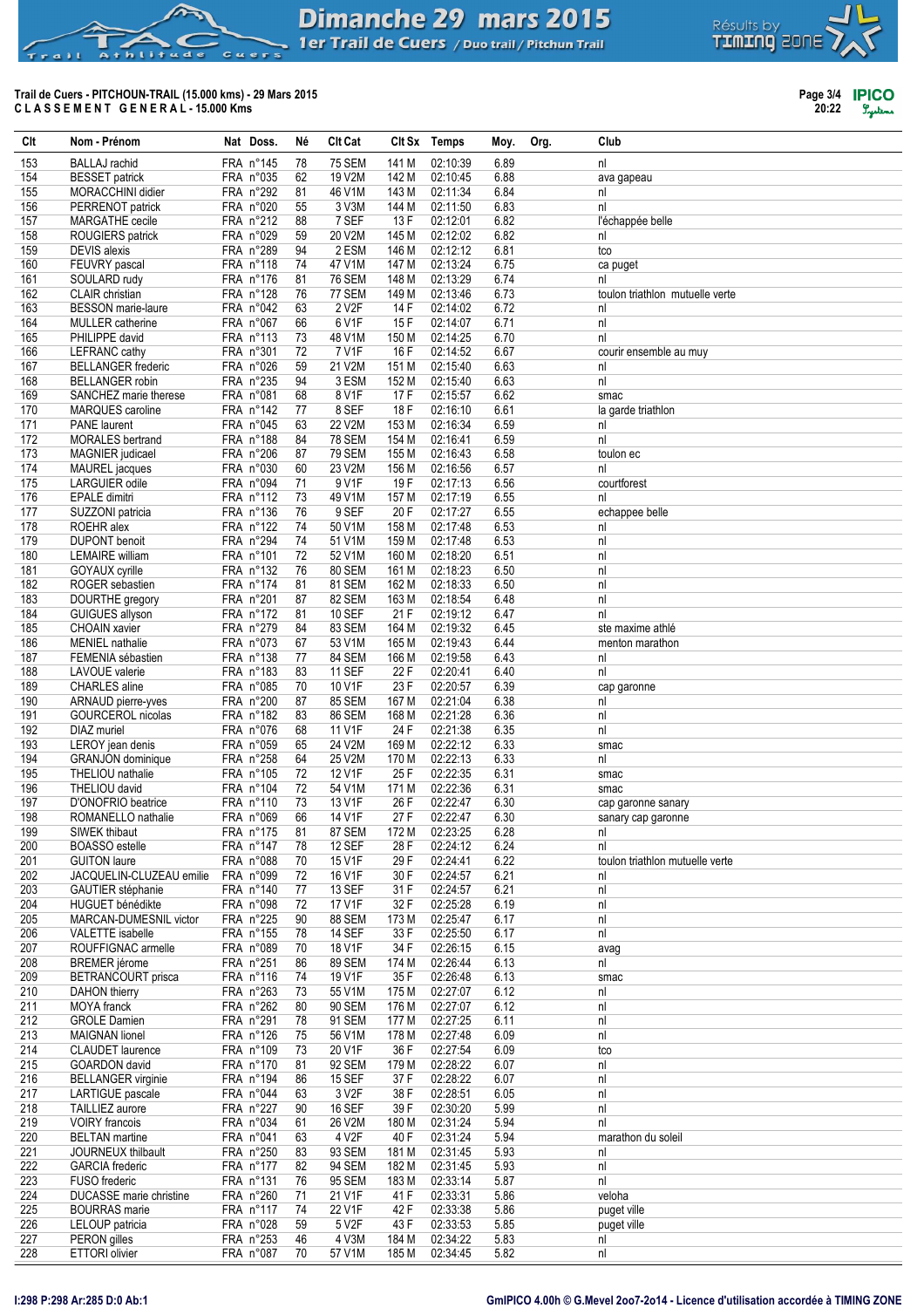**Trail de Cuers - PITCHOUN-TRAIL (15.000 kms) - 29 Mars 2015**
**C L A S S E M E N T   G E N E R A L - 15.000 Kms**

| Clt | Nom - Prénom | Nat | Doss. | Né | Clt Cat | Clt Sx | Temps | Moy. | Org. | Club |
|---|---|---|---|---|---|---|---|---|---|---|
| 153 | BALLAJ rachid | FRA | n°145 | 78 | 75 SEM | 141 M | 02:10:39 | 6.89 | | nl |
| 154 | BESSET patrick | FRA | n°035 | 62 | 19 V2M | 142 M | 02:10:45 | 6.88 | | ava gapeau |
| 155 | MORACCHINI didier | FRA | n°292 | 81 | 46 V1M | 143 M | 02:11:34 | 6.84 | | nl |
| 156 | PERRENOT patrick | FRA | n°020 | 55 | 3 V3M | 144 M | 02:11:50 | 6.83 | | nl |
| 157 | MARGATHE cecile | FRA | n°212 | 88 | 7 SEF | 13 F | 02:12:01 | 6.82 | | l'échappée belle |
| 158 | ROUGIERS patrick | FRA | n°029 | 59 | 20 V2M | 145 M | 02:12:02 | 6.82 | | nl |
| 159 | DEVIS alexis | FRA | n°289 | 94 | 2 ESM | 146 M | 02:12:12 | 6.81 | | tco |
| 160 | FEUVRY pascal | FRA | n°118 | 74 | 47 V1M | 147 M | 02:13:24 | 6.75 | | ca puget |
| 161 | SOULARD rudy | FRA | n°176 | 81 | 76 SEM | 148 M | 02:13:29 | 6.74 | | nl |
| 162 | CLAIR christian | FRA | n°128 | 76 | 77 SEM | 149 M | 02:13:46 | 6.73 | | toulon triathlon mutuelle verte |
| 163 | BESSON marie-laure | FRA | n°042 | 63 | 2 V2F | 14 F | 02:14:02 | 6.72 | | nl |
| 164 | MULLER catherine | FRA | n°067 | 66 | 6 V1F | 15 F | 02:14:07 | 6.71 | | nl |
| 165 | PHILIPPE david | FRA | n°113 | 73 | 48 V1M | 150 M | 02:14:25 | 6.70 | | nl |
| 166 | LEFRANC cathy | FRA | n°301 | 72 | 7 V1F | 16 F | 02:14:52 | 6.67 | | courir ensemble au muy |
| 167 | BELLANGER frederic | FRA | n°026 | 59 | 21 V2M | 151 M | 02:15:40 | 6.63 | | nl |
| 168 | BELLANGER robin | FRA | n°235 | 94 | 3 ESM | 152 M | 02:15:40 | 6.63 | | nl |
| 169 | SANCHEZ marie therese | FRA | n°081 | 68 | 8 V1F | 17 F | 02:15:57 | 6.62 | | smac |
| 170 | MARQUES caroline | FRA | n°142 | 77 | 8 SEF | 18 F | 02:16:10 | 6.61 | | la garde triathlon |
| 171 | PANE laurent | FRA | n°045 | 63 | 22 V2M | 153 M | 02:16:34 | 6.59 | | nl |
| 172 | MORALES bertrand | FRA | n°188 | 84 | 78 SEM | 154 M | 02:16:41 | 6.59 | | nl |
| 173 | MAGNIER judicael | FRA | n°206 | 87 | 79 SEM | 155 M | 02:16:43 | 6.58 | | toulon ec |
| 174 | MAUREL jacques | FRA | n°030 | 60 | 23 V2M | 156 M | 02:16:56 | 6.57 | | nl |
| 175 | LARGUIER odile | FRA | n°094 | 71 | 9 V1F | 19 F | 02:17:13 | 6.56 | | courtforest |
| 176 | EPALE dimitri | FRA | n°112 | 73 | 49 V1M | 157 M | 02:17:19 | 6.55 | | nl |
| 177 | SUZZONI patricia | FRA | n°136 | 76 | 9 SEF | 20 F | 02:17:27 | 6.55 | | echappee belle |
| 178 | ROEHR alex | FRA | n°122 | 74 | 50 V1M | 158 M | 02:17:48 | 6.53 | | nl |
| 179 | DUPONT benoit | FRA | n°294 | 74 | 51 V1M | 159 M | 02:17:48 | 6.53 | | nl |
| 180 | LEMAIRE william | FRA | n°101 | 72 | 52 V1M | 160 M | 02:18:20 | 6.51 | | nl |
| 181 | GOYAUX cyrille | FRA | n°132 | 76 | 80 SEM | 161 M | 02:18:23 | 6.50 | | nl |
| 182 | ROGER sebastien | FRA | n°174 | 81 | 81 SEM | 162 M | 02:18:33 | 6.50 | | nl |
| 183 | DOURTHE gregory | FRA | n°201 | 87 | 82 SEM | 163 M | 02:18:54 | 6.48 | | nl |
| 184 | GUIGUES allyson | FRA | n°172 | 81 | 10 SEF | 21 F | 02:19:12 | 6.47 | | nl |
| 185 | CHOAIN xavier | FRA | n°279 | 84 | 83 SEM | 164 M | 02:19:32 | 6.45 | | ste maxime athlé |
| 186 | MENIEL nathalie | FRA | n°073 | 67 | 53 V1M | 165 M | 02:19:43 | 6.44 | | menton marathon |
| 187 | FEMENIA sébastien | FRA | n°138 | 77 | 84 SEM | 166 M | 02:19:58 | 6.43 | | nl |
| 188 | LAVOUE valerie | FRA | n°183 | 83 | 11 SEF | 22 F | 02:20:41 | 6.40 | | nl |
| 189 | CHARLES aline | FRA | n°085 | 70 | 10 V1F | 23 F | 02:20:57 | 6.39 | | cap garonne |
| 190 | ARNAUD pierre-yves | FRA | n°200 | 87 | 85 SEM | 167 M | 02:21:04 | 6.38 | | nl |
| 191 | GOURCEROL nicolas | FRA | n°182 | 83 | 86 SEM | 168 M | 02:21:28 | 6.36 | | nl |
| 192 | DIAZ muriel | FRA | n°076 | 68 | 11 V1F | 24 F | 02:21:38 | 6.35 | | nl |
| 193 | LEROY jean denis | FRA | n°059 | 65 | 24 V2M | 169 M | 02:22:12 | 6.33 | | smac |
| 194 | GRANJON dominique | FRA | n°258 | 64 | 25 V2M | 170 M | 02:22:13 | 6.33 | | nl |
| 195 | THELIOU nathalie | FRA | n°105 | 72 | 12 V1F | 25 F | 02:22:35 | 6.31 | | smac |
| 196 | THELIOU david | FRA | n°104 | 72 | 54 V1M | 171 M | 02:22:36 | 6.31 | | smac |
| 197 | D'ONOFRIO beatrice | FRA | n°110 | 73 | 13 V1F | 26 F | 02:22:47 | 6.30 | | cap garonne sanary |
| 198 | ROMANELLO nathalie | FRA | n°069 | 66 | 14 V1F | 27 F | 02:22:47 | 6.30 | | sanary cap garonne |
| 199 | SIWEK thibaut | FRA | n°175 | 81 | 87 SEM | 172 M | 02:23:25 | 6.28 | | nl |
| 200 | BOASSO estelle | FRA | n°147 | 78 | 12 SEF | 28 F | 02:24:12 | 6.24 | | nl |
| 201 | GUITON laure | FRA | n°088 | 70 | 15 V1F | 29 F | 02:24:41 | 6.22 | | toulon triathlon mutuelle verte |
| 202 | JACQUELIN-CLUZEAU emilie | FRA | n°099 | 72 | 16 V1F | 30 F | 02:24:57 | 6.21 | | nl |
| 203 | GAUTIER stéphanie | FRA | n°140 | 77 | 13 SEF | 31 F | 02:24:57 | 6.21 | | nl |
| 204 | HUGUET bénédikte | FRA | n°098 | 72 | 17 V1F | 32 F | 02:25:28 | 6.19 | | nl |
| 205 | MARCAN-DUMESNIL victor | FRA | n°225 | 90 | 88 SEM | 173 M | 02:25:47 | 6.17 | | nl |
| 206 | VALETTE isabelle | FRA | n°155 | 78 | 14 SEF | 33 F | 02:25:50 | 6.17 | | nl |
| 207 | ROUFFIGNAC armelle | FRA | n°089 | 70 | 18 V1F | 34 F | 02:26:15 | 6.15 | | avag |
| 208 | BREMER jérome | FRA | n°251 | 86 | 89 SEM | 174 M | 02:26:44 | 6.13 | | nl |
| 209 | BETRANCOURT prisca | FRA | n°116 | 74 | 19 V1F | 35 F | 02:26:48 | 6.13 | | smac |
| 210 | DAHON thierry | FRA | n°263 | 73 | 55 V1M | 175 M | 02:27:07 | 6.12 | | nl |
| 211 | MOYA franck | FRA | n°262 | 80 | 90 SEM | 176 M | 02:27:07 | 6.12 | | nl |
| 212 | GROLE Damien | FRA | n°291 | 78 | 91 SEM | 177 M | 02:27:25 | 6.11 | | nl |
| 213 | MAIGNAN lionel | FRA | n°126 | 75 | 56 V1M | 178 M | 02:27:48 | 6.09 | | nl |
| 214 | CLAUDET laurence | FRA | n°109 | 73 | 20 V1F | 36 F | 02:27:54 | 6.09 | | tco |
| 215 | GOARDON david | FRA | n°170 | 81 | 92 SEM | 179 M | 02:28:22 | 6.07 | | nl |
| 216 | BELLANGER virginie | FRA | n°194 | 86 | 15 SEF | 37 F | 02:28:22 | 6.07 | | nl |
| 217 | LARTIGUE pascale | FRA | n°044 | 63 | 3 V2F | 38 F | 02:28:51 | 6.05 | | nl |
| 218 | TAILLIEZ aurore | FRA | n°227 | 90 | 16 SEF | 39 F | 02:30:20 | 5.99 | | nl |
| 219 | VOIRY francois | FRA | n°034 | 61 | 26 V2M | 180 M | 02:31:24 | 5.94 | | nl |
| 220 | BELTAN martine | FRA | n°041 | 63 | 4 V2F | 40 F | 02:31:24 | 5.94 | | marathon du soleil |
| 221 | JOURNEUX thilbault | FRA | n°250 | 83 | 93 SEM | 181 M | 02:31:45 | 5.93 | | nl |
| 222 | GARCIA frederic | FRA | n°177 | 82 | 94 SEM | 182 M | 02:31:45 | 5.93 | | nl |
| 223 | FUSO frederic | FRA | n°131 | 76 | 95 SEM | 183 M | 02:33:14 | 5.87 | | nl |
| 224 | DUCASSE marie christine | FRA | n°260 | 71 | 21 V1F | 41 F | 02:33:31 | 5.86 | | veloha |
| 225 | BOURRAS marie | FRA | n°117 | 74 | 22 V1F | 42 F | 02:33:38 | 5.86 | | puget ville |
| 226 | LELOUP patricia | FRA | n°028 | 59 | 5 V2F | 43 F | 02:33:53 | 5.85 | | puget ville |
| 227 | PERON gilles | FRA | n°253 | 46 | 4 V3M | 184 M | 02:34:22 | 5.83 | | nl |
| 228 | ETTORI olivier | FRA | n°087 | 70 | 57 V1M | 185 M | 02:34:45 | 5.82 | | nl |

I:298 P:298 Ar:285 D:0 Ab:1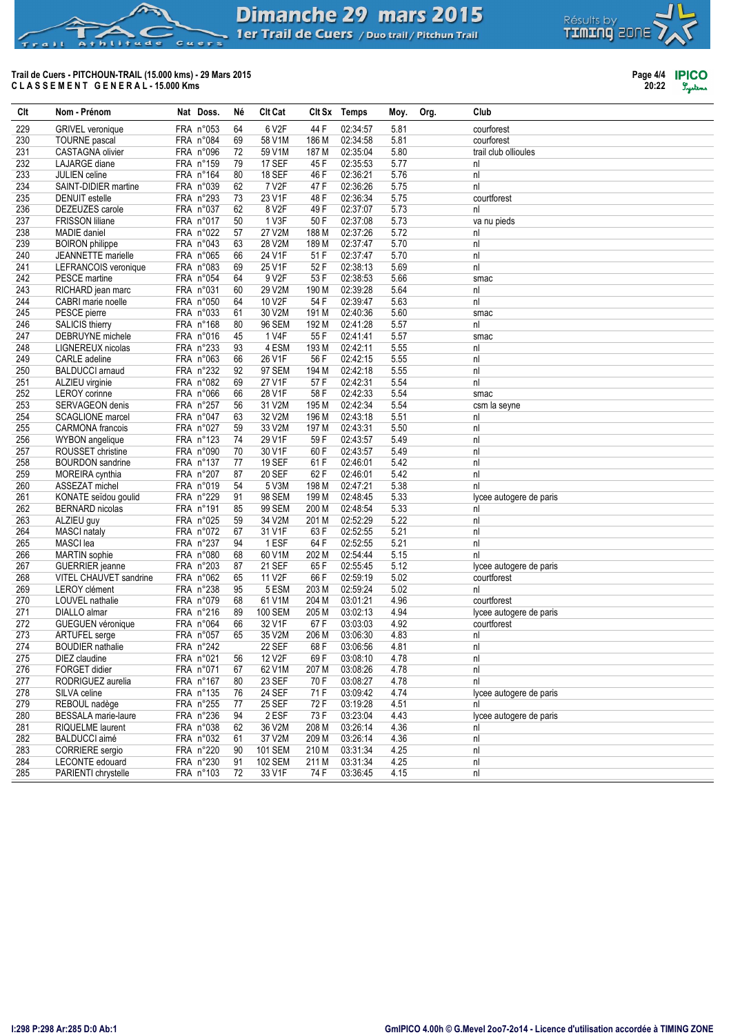Trail de Cuers - PITCHOUN-TRAIL (15.000 kms) - 29 Mars 2015
**C L A S S E M E N T   G E N E R A L - 15.000 Kms**

| Clt | Nom - Prénom | Nat | Doss. | Né | Clt Cat | Clt Sx | Temps | Moy. | Org. | Club |
|---|---|---|---|---|---|---|---|---|---|---|
| 229 | GRIVEL veronique | FRA | n°053 | 64 | 6 V2F | 44 F | 02:34:57 | 5.81 | | courforest |
| 230 | TOURNE pascal | FRA | n°084 | 69 | 58 V1M | 186 M | 02:34:58 | 5.81 | | courforest |
| 231 | CASTAGNA olivier | FRA | n°096 | 72 | 59 V1M | 187 M | 02:35:04 | 5.80 | | trail club ollioules |
| 232 | LAJARGE diane | FRA | n°159 | 79 | 17 SEF | 45 F | 02:35:53 | 5.77 | | nl |
| 233 | JULIEN celine | FRA | n°164 | 80 | 18 SEF | 46 F | 02:36:21 | 5.76 | | nl |
| 234 | SAINT-DIDIER martine | FRA | n°039 | 62 | 7 V2F | 47 F | 02:36:26 | 5.75 | | nl |
| 235 | DENUIT estelle | FRA | n°293 | 73 | 23 V1F | 48 F | 02:36:34 | 5.75 | | courtforest |
| 236 | DEZEUZES carole | FRA | n°037 | 62 | 8 V2F | 49 F | 02:37:07 | 5.73 | | nl |
| 237 | FRISSON liliane | FRA | n°017 | 50 | 1 V3F | 50 F | 02:37:08 | 5.73 | | va nu pieds |
| 238 | MADIE daniel | FRA | n°022 | 57 | 27 V2M | 188 M | 02:37:26 | 5.72 | | nl |
| 239 | BOIRON philippe | FRA | n°043 | 63 | 28 V2M | 189 M | 02:37:47 | 5.70 | | nl |
| 240 | JEANNETTE marielle | FRA | n°065 | 66 | 24 V1F | 51 F | 02:37:47 | 5.70 | | nl |
| 241 | LEFRANCOIS veronique | FRA | n°083 | 69 | 25 V1F | 52 F | 02:38:13 | 5.69 | | nl |
| 242 | PESCE martine | FRA | n°054 | 64 | 9 V2F | 53 F | 02:38:53 | 5.66 | | smac |
| 243 | RICHARD jean marc | FRA | n°031 | 60 | 29 V2M | 190 M | 02:39:28 | 5.64 | | nl |
| 244 | CABRI marie noelle | FRA | n°050 | 64 | 10 V2F | 54 F | 02:39:47 | 5.63 | | nl |
| 245 | PESCE pierre | FRA | n°033 | 61 | 30 V2M | 191 M | 02:40:36 | 5.60 | | smac |
| 246 | SALICIS thierry | FRA | n°168 | 80 | 96 SEM | 192 M | 02:41:28 | 5.57 | | nl |
| 247 | DEBRUYNE michele | FRA | n°016 | 45 | 1 V4F | 55 F | 02:41:41 | 5.57 | | smac |
| 248 | LIGNEREUX nicolas | FRA | n°233 | 93 | 4 ESM | 193 M | 02:42:11 | 5.55 | | nl |
| 249 | CARLE adeline | FRA | n°063 | 66 | 26 V1F | 56 F | 02:42:15 | 5.55 | | nl |
| 250 | BALDUCCI arnaud | FRA | n°232 | 92 | 97 SEM | 194 M | 02:42:18 | 5.55 | | nl |
| 251 | ALZIEU virginie | FRA | n°082 | 69 | 27 V1F | 57 F | 02:42:31 | 5.54 | | nl |
| 252 | LEROY corinne | FRA | n°066 | 66 | 28 V1F | 58 F | 02:42:33 | 5.54 | | smac |
| 253 | SERVAGEON denis | FRA | n°257 | 56 | 31 V2M | 195 M | 02:42:34 | 5.54 | | csm la seyne |
| 254 | SCAGLIONE marcel | FRA | n°047 | 63 | 32 V2M | 196 M | 02:43:18 | 5.51 | | nl |
| 255 | CARMONA francois | FRA | n°027 | 59 | 33 V2M | 197 M | 02:43:31 | 5.50 | | nl |
| 256 | WYBON angelique | FRA | n°123 | 74 | 29 V1F | 59 F | 02:43:57 | 5.49 | | nl |
| 257 | ROUSSET christine | FRA | n°090 | 70 | 30 V1F | 60 F | 02:43:57 | 5.49 | | nl |
| 258 | BOURDON sandrine | FRA | n°137 | 77 | 19 SEF | 61 F | 02:46:01 | 5.42 | | nl |
| 259 | MOREIRA cynthia | FRA | n°207 | 87 | 20 SEF | 62 F | 02:46:01 | 5.42 | | nl |
| 260 | ASSEZAT michel | FRA | n°019 | 54 | 5 V3M | 198 M | 02:47:21 | 5.38 | | nl |
| 261 | KONATE seïdou goulid | FRA | n°229 | 91 | 98 SEM | 199 M | 02:48:45 | 5.33 | | lycee autogere de paris |
| 262 | BERNARD nicolas | FRA | n°191 | 85 | 99 SEM | 200 M | 02:48:54 | 5.33 | | nl |
| 263 | ALZIEU guy | FRA | n°025 | 59 | 34 V2M | 201 M | 02:52:29 | 5.22 | | nl |
| 264 | MASCI nataly | FRA | n°072 | 67 | 31 V1F | 63 F | 02:52:55 | 5.21 | | nl |
| 265 | MASCI lea | FRA | n°237 | 94 | 1 ESF | 64 F | 02:52:55 | 5.21 | | nl |
| 266 | MARTIN sophie | FRA | n°080 | 68 | 60 V1M | 202 M | 02:54:44 | 5.15 | | nl |
| 267 | GUERRIER jeanne | FRA | n°203 | 87 | 21 SEF | 65 F | 02:55:45 | 5.12 | | lycee autogere de paris |
| 268 | VITEL CHAUVET sandrine | FRA | n°062 | 65 | 11 V2F | 66 F | 02:59:19 | 5.02 | | courtforest |
| 269 | LEROY clément | FRA | n°238 | 95 | 5 ESM | 203 M | 02:59:24 | 5.02 | | nl |
| 270 | LOUVEL nathalie | FRA | n°079 | 68 | 61 V1M | 204 M | 03:01:21 | 4.96 | | courtforest |
| 271 | DIALLO almar | FRA | n°216 | 89 | 100 SEM | 205 M | 03:02:13 | 4.94 | | lycee autogere de paris |
| 272 | GUEGUEN véronique | FRA | n°064 | 66 | 32 V1F | 67 F | 03:03:03 | 4.92 | | courtforest |
| 273 | ARTUFEL serge | FRA | n°057 | 65 | 35 V2M | 206 M | 03:06:30 | 4.83 | | nl |
| 274 | BOUDIER nathalie | FRA | n°242 | | 22 SEF | 68 F | 03:06:56 | 4.81 | | nl |
| 275 | DIEZ claudine | FRA | n°021 | 56 | 12 V2F | 69 F | 03:08:10 | 4.78 | | nl |
| 276 | FORGET didier | FRA | n°071 | 67 | 62 V1M | 207 M | 03:08:26 | 4.78 | | nl |
| 277 | RODRIGUEZ aurelia | FRA | n°167 | 80 | 23 SEF | 70 F | 03:08:27 | 4.78 | | nl |
| 278 | SILVA celine | FRA | n°135 | 76 | 24 SEF | 71 F | 03:09:42 | 4.74 | | lycee autogere de paris |
| 279 | REBOUL nadège | FRA | n°255 | 77 | 25 SEF | 72 F | 03:19:28 | 4.51 | | nl |
| 280 | BESSALA marie-laure | FRA | n°236 | 94 | 2 ESF | 73 F | 03:23:04 | 4.43 | | lycee autogere de paris |
| 281 | RIQUELME laurent | FRA | n°038 | 62 | 36 V2M | 208 M | 03:26:14 | 4.36 | | nl |
| 282 | BALDUCCI aimé | FRA | n°032 | 61 | 37 V2M | 209 M | 03:26:14 | 4.36 | | nl |
| 283 | CORRIERE sergio | FRA | n°220 | 90 | 101 SEM | 210 M | 03:31:34 | 4.25 | | nl |
| 284 | LECONTE edouard | FRA | n°230 | 91 | 102 SEM | 211 M | 03:31:34 | 4.25 | | nl |
| 285 | PARIENTI chrystelle | FRA | n°103 | 72 | 33 V1F | 74 F | 03:36:45 | 4.15 | | nl |

I:298 P:298 Ar:285 D:0 Ab:1